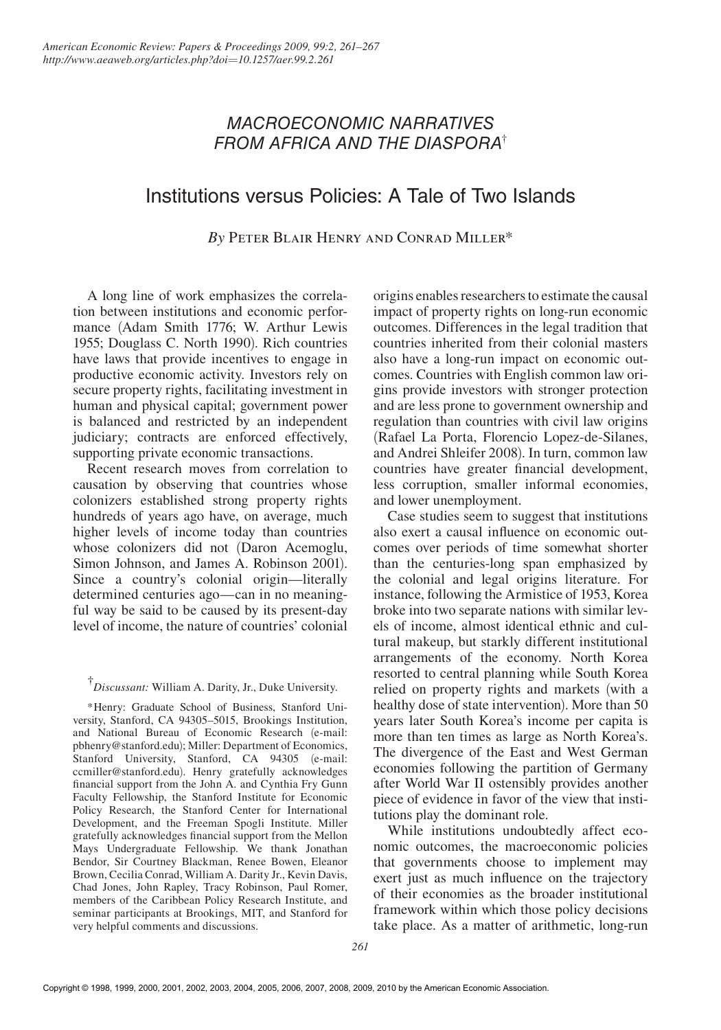## *MACROECONOMIC NARRATIVES FROM AFRICA AND THE DIASPORA*[†]

# Institutions versus Policies: A Tale of Two Islands

*By* Peter Blair Henry and Conrad Miller*

A long line of work emphasizes the correlation between institutions and economic performance (Adam Smith 1776; W. Arthur Lewis 1955; Douglass C. North 1990). Rich countries have laws that provide incentives to engage in productive economic activity. Investors rely on secure property rights, facilitating investment in human and physical capital; government power is balanced and restricted by an independent judiciary; contracts are enforced effectively, supporting private economic transactions.

Recent research moves from correlation to causation by observing that countries whose colonizers established strong property rights hundreds of years ago have, on average, much higher levels of income today than countries whose colonizers did not (Daron Acemoglu, Simon Johnson, and James A. Robinson 2001). Since a country's colonial origin—literally determined centuries ago—can in no meaningful way be said to be caused by its present-day level of income, the nature of countries' colonial origins enables researchers to estimate the causal impact of property rights on long-run economic outcomes. Differences in the legal tradition that countries inherited from their colonial masters also have a long-run impact on economic outcomes. Countries with English common law origins provide investors with stronger protection and are less prone to government ownership and regulation than countries with civil law origins (Rafael La Porta, Florencio Lopez-de-Silanes, and Andrei Shleifer 2008). In turn, common law countries have greater financial development, less corruption, smaller informal economies, and lower unemployment.

Case studies seem to suggest that institutions also exert a causal influence on economic outcomes over periods of time somewhat shorter than the centuries-long span emphasized by the colonial and legal origins literature. For instance, following the Armistice of 1953, Korea broke into two separate nations with similar levels of income, almost identical ethnic and cultural makeup, but starkly different institutional arrangements of the economy. North Korea resorted to central planning while South Korea relied on property rights and markets (with a healthy dose of state intervention). More than 50 years later South Korea's income per capita is more than ten times as large as North Korea's. The divergence of the East and West German economies following the partition of Germany after World War II ostensibly provides another piece of evidence in favor of the view that institutions play the dominant role.

While institutions undoubtedly affect economic outcomes, the macroeconomic policies that governments choose to implement may exert just as much influence on the trajectory of their economies as the broader institutional framework within which those policy decisions take place. As a matter of arithmetic, long-run

[†]*Discussant:* William A. Darity, Jr., Duke University.

*Henry: Graduate School of Business, Stanford University, Stanford, CA 94305–5015, Brookings Institution, and National Bureau of Economic Research (e-mail: pbhenry@stanford.edu); Miller: Department of Economics, Stanford University, Stanford, CA 94305 (e-mail: ccmiller@stanford.edu). Henry gratefully acknowledges financial support from the John A. and Cynthia Fry Gunn Faculty Fellowship, the Stanford Institute for Economic Policy Research, the Stanford Center for International Development, and the Freeman Spogli Institute. Miller gratefully acknowledges financial support from the Mellon Mays Undergraduate Fellowship. We thank Jonathan Bendor, Sir Courtney Blackman, Renee Bowen, Eleanor Brown, Cecilia Conrad, William A. Darity Jr., Kevin Davis, Chad Jones, John Rapley, Tracy Robinson, Paul Romer, members of the Caribbean Policy Research Institute, and seminar participants at Brookings, MIT, and Stanford for very helpful comments and discussions.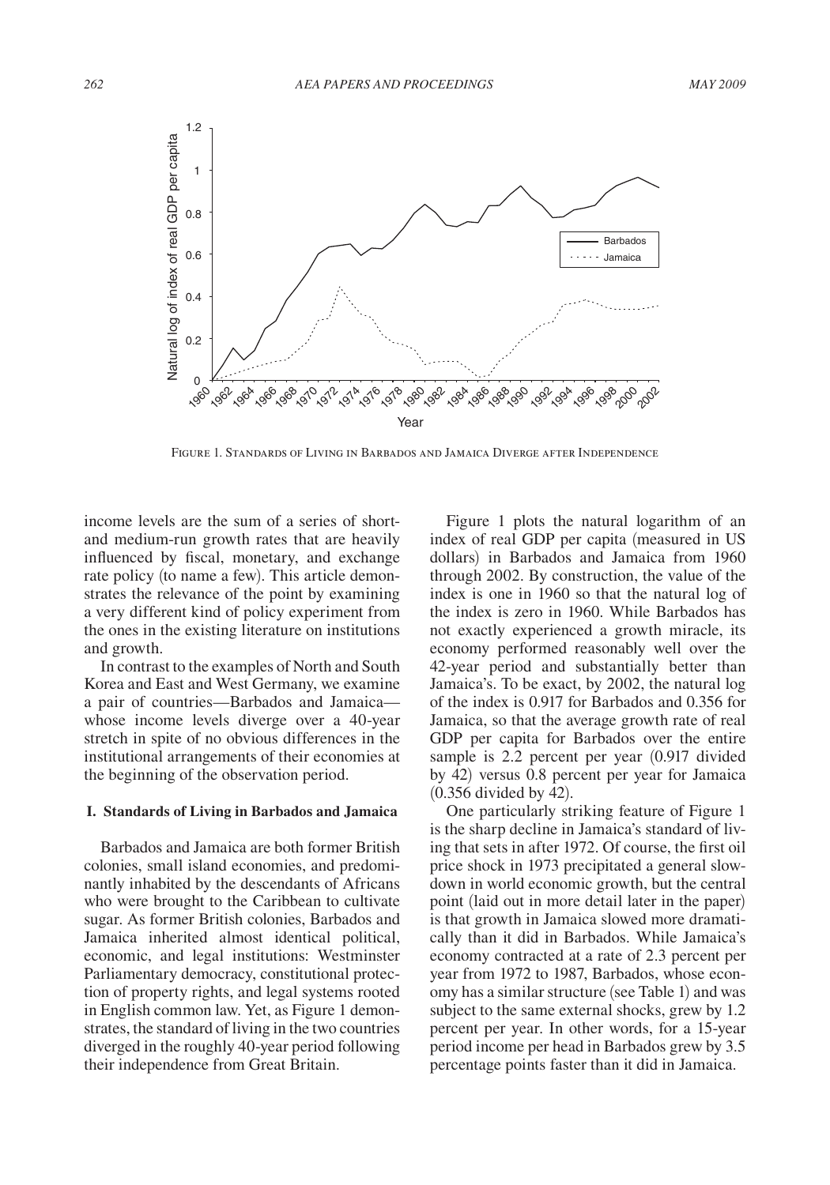FIGURE 1. STANDARDS OF LIVING IN BARBADOS AND JAMAICA DIVERGE AFTER INDEPENDENCE

income levels are the sum of a series of short- and medium-run growth rates that are heavily influenced by fiscal, monetary, and exchange rate policy (to name a few). This article demonstrates the relevance of the point by examining a very different kind of policy experiment from the ones in the existing literature on institutions and growth.

In contrast to the examples of North and South Korea and East and West Germany, we examine a pair of countries—Barbados and Jamaica—whose income levels diverge over a 40-year stretch in spite of no obvious differences in the institutional arrangements of their economies at the beginning of the observation period.

## I. Standards of Living in Barbados and Jamaica

Barbados and Jamaica are both former British colonies, small island economies, and predominantly inhabited by the descendants of Africans who were brought to the Caribbean to cultivate sugar. As former British colonies, Barbados and Jamaica inherited almost identical political, economic, and legal institutions: Westminster Parliamentary democracy, constitutional protection of property rights, and legal systems rooted in English common law. Yet, as Figure 1 demonstrates, the standard of living in the two countries diverged in the roughly 40-year period following their independence from Great Britain.

Figure 1 plots the natural logarithm of an index of real GDP per capita (measured in US dollars) in Barbados and Jamaica from 1960 through 2002. By construction, the value of the index is one in 1960 so that the natural log of the index is zero in 1960. While Barbados has not exactly experienced a growth miracle, its economy performed reasonably well over the 42-year period and substantially better than Jamaica's. To be exact, by 2002, the natural log of the index is 0.917 for Barbados and 0.356 for Jamaica, so that the average growth rate of real GDP per capita for Barbados over the entire sample is 2.2 percent per year (0.917 divided by 42) versus 0.8 percent per year for Jamaica (0.356 divided by 42).

One particularly striking feature of Figure 1 is the sharp decline in Jamaica's standard of living that sets in after 1972. Of course, the first oil price shock in 1973 precipitated a general slowdown in world economic growth, but the central point (laid out in more detail later in the paper) is that growth in Jamaica slowed more dramatically than it did in Barbados. While Jamaica's economy contracted at a rate of 2.3 percent per year from 1972 to 1987, Barbados, whose economy has a similar structure (see Table 1) and was subject to the same external shocks, grew by 1.2 percent per year. In other words, for a 15-year period income per head in Barbados grew by 3.5 percentage points faster than it did in Jamaica.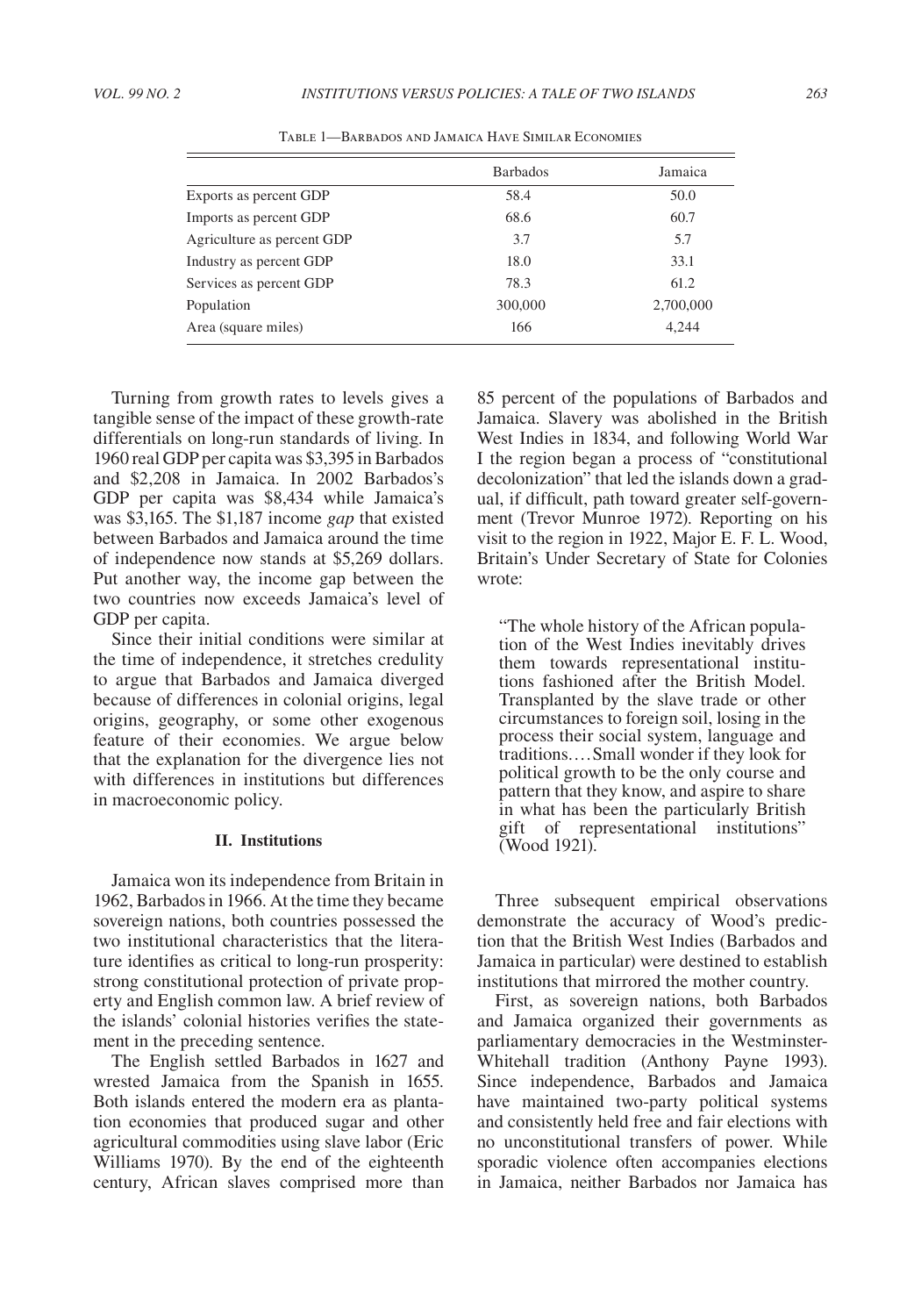Table 1—Barbados and Jamaica Have Similar Economies

| | Barbados | Jamaica |
|---|---|---|
| Exports as percent GDP | 58.4 | 50.0 |
| Imports as percent GDP | 68.6 | 60.7 |
| Agriculture as percent GDP | 3.7 | 5.7 |
| Industry as percent GDP | 18.0 | 33.1 |
| Services as percent GDP | 78.3 | 61.2 |
| Population | 300,000 | 2,700,000 |
| Area (square miles) | 166 | 4,244 |

Turning from growth rates to levels gives a tangible sense of the impact of these growth-rate differentials on long-run standards of living. In 1960 real GDP per capita was $3,395 in Barbados and $2,208 in Jamaica. In 2002 Barbados's GDP per capita was $8,434 while Jamaica's was $3,165. The $1,187 income *gap* that existed between Barbados and Jamaica around the time of independence now stands at $5,269 dollars. Put another way, the income gap between the two countries now exceeds Jamaica's level of GDP per capita.

Since their initial conditions were similar at the time of independence, it stretches credulity to argue that Barbados and Jamaica diverged because of differences in colonial origins, legal origins, geography, or some other exogenous feature of their economies. We argue below that the explanation for the divergence lies not with differences in institutions but differences in macroeconomic policy.

## II. Institutions

Jamaica won its independence from Britain in 1962, Barbados in 1966. At the time they became sovereign nations, both countries possessed the two institutional characteristics that the literature identifies as critical to long-run prosperity: strong constitutional protection of private property and English common law. A brief review of the islands' colonial histories verifies the statement in the preceding sentence.

The English settled Barbados in 1627 and wrested Jamaica from the Spanish in 1655. Both islands entered the modern era as plantation economies that produced sugar and other agricultural commodities using slave labor (Eric Williams 1970). By the end of the eighteenth century, African slaves comprised more than 85 percent of the populations of Barbados and Jamaica. Slavery was abolished in the British West Indies in 1834, and following World War I the region began a process of "constitutional decolonization" that led the islands down a gradual, if difficult, path toward greater self-government (Trevor Munroe 1972). Reporting on his visit to the region in 1922, Major E. F. L. Wood, Britain's Under Secretary of State for Colonies wrote:

> "The whole history of the African population of the West Indies inevitably drives them towards representational institutions fashioned after the British Model. Transplanted by the slave trade or other circumstances to foreign soil, losing in the process their social system, language and traditions.…Small wonder if they look for political growth to be the only course and pattern that they know, and aspire to share in what has been the particularly British gift of representational institutions" (Wood 1921).

Three subsequent empirical observations demonstrate the accuracy of Wood's prediction that the British West Indies (Barbados and Jamaica in particular) were destined to establish institutions that mirrored the mother country.

First, as sovereign nations, both Barbados and Jamaica organized their governments as parliamentary democracies in the Westminster-Whitehall tradition (Anthony Payne 1993). Since independence, Barbados and Jamaica have maintained two-party political systems and consistently held free and fair elections with no unconstitutional transfers of power. While sporadic violence often accompanies elections in Jamaica, neither Barbados nor Jamaica has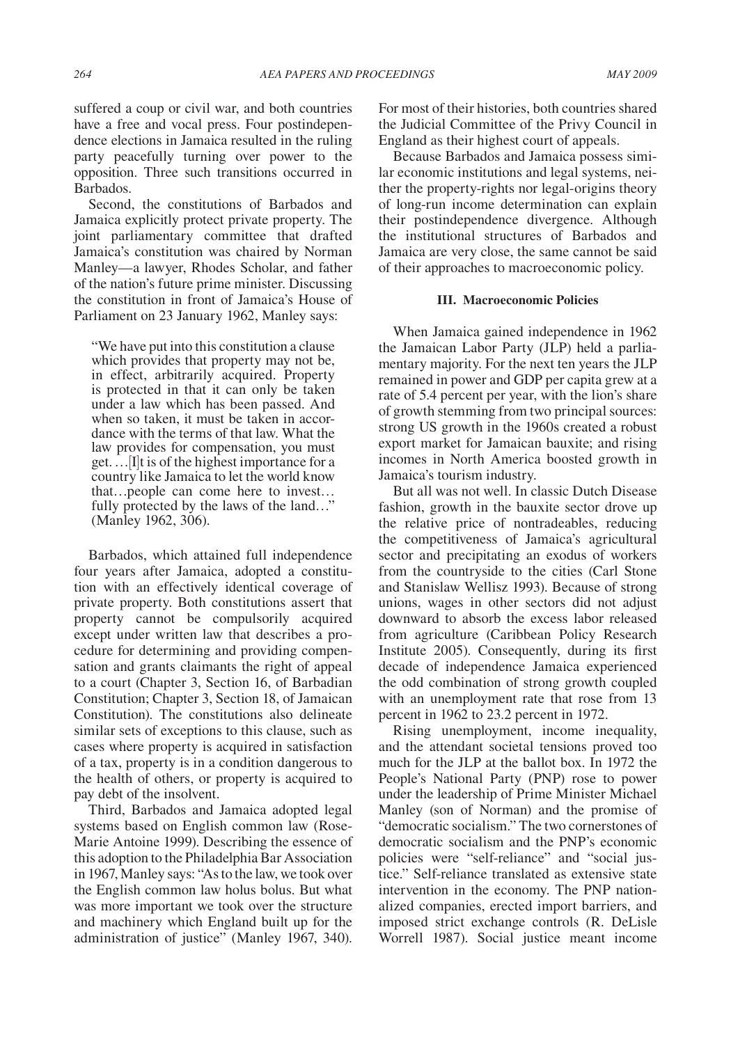suffered a coup or civil war, and both countries have a free and vocal press. Four postindependence elections in Jamaica resulted in the ruling party peacefully turning over power to the opposition. Three such transitions occurred in Barbados.

Second, the constitutions of Barbados and Jamaica explicitly protect private property. The joint parliamentary committee that drafted Jamaica's constitution was chaired by Norman Manley—a lawyer, Rhodes Scholar, and father of the nation's future prime minister. Discussing the constitution in front of Jamaica's House of Parliament on 23 January 1962, Manley says:

> "We have put into this constitution a clause which provides that property may not be, in effect, arbitrarily acquired. Property is protected in that it can only be taken under a law which has been passed. And when so taken, it must be taken in accordance with the terms of that law. What the law provides for compensation, you must get. …[I]t is of the highest importance for a country like Jamaica to let the world know that…people can come here to invest… fully protected by the laws of the land…" (Manley 1962, 306).

Barbados, which attained full independence four years after Jamaica, adopted a constitution with an effectively identical coverage of private property. Both constitutions assert that property cannot be compulsorily acquired except under written law that describes a procedure for determining and providing compensation and grants claimants the right of appeal to a court (Chapter 3, Section 16, of Barbadian Constitution; Chapter 3, Section 18, of Jamaican Constitution). The constitutions also delineate similar sets of exceptions to this clause, such as cases where property is acquired in satisfaction of a tax, property is in a condition dangerous to the health of others, or property is acquired to pay debt of the insolvent.

Third, Barbados and Jamaica adopted legal systems based on English common law (Rose-Marie Antoine 1999). Describing the essence of this adoption to the Philadelphia Bar Association in 1967, Manley says: "As to the law, we took over the English common law holus bolus. But what was more important we took over the structure and machinery which England built up for the administration of justice" (Manley 1967, 340). For most of their histories, both countries shared the Judicial Committee of the Privy Council in England as their highest court of appeals.

Because Barbados and Jamaica possess similar economic institutions and legal systems, neither the property-rights nor legal-origins theory of long-run income determination can explain their postindependence divergence. Although the institutional structures of Barbados and Jamaica are very close, the same cannot be said of their approaches to macroeconomic policy.

## III. Macroeconomic Policies

When Jamaica gained independence in 1962 the Jamaican Labor Party (JLP) held a parliamentary majority. For the next ten years the JLP remained in power and GDP per capita grew at a rate of 5.4 percent per year, with the lion's share of growth stemming from two principal sources: strong US growth in the 1960s created a robust export market for Jamaican bauxite; and rising incomes in North America boosted growth in Jamaica's tourism industry.

But all was not well. In classic Dutch Disease fashion, growth in the bauxite sector drove up the relative price of nontradeables, reducing the competitiveness of Jamaica's agricultural sector and precipitating an exodus of workers from the countryside to the cities (Carl Stone and Stanislaw Wellisz 1993). Because of strong unions, wages in other sectors did not adjust downward to absorb the excess labor released from agriculture (Caribbean Policy Research Institute 2005). Consequently, during its first decade of independence Jamaica experienced the odd combination of strong growth coupled with an unemployment rate that rose from 13 percent in 1962 to 23.2 percent in 1972.

Rising unemployment, income inequality, and the attendant societal tensions proved too much for the JLP at the ballot box. In 1972 the People's National Party (PNP) rose to power under the leadership of Prime Minister Michael Manley (son of Norman) and the promise of "democratic socialism." The two cornerstones of democratic socialism and the PNP's economic policies were "self-reliance" and "social justice." Self-reliance translated as extensive state intervention in the economy. The PNP nationalized companies, erected import barriers, and imposed strict exchange controls (R. DeLisle Worrell 1987). Social justice meant income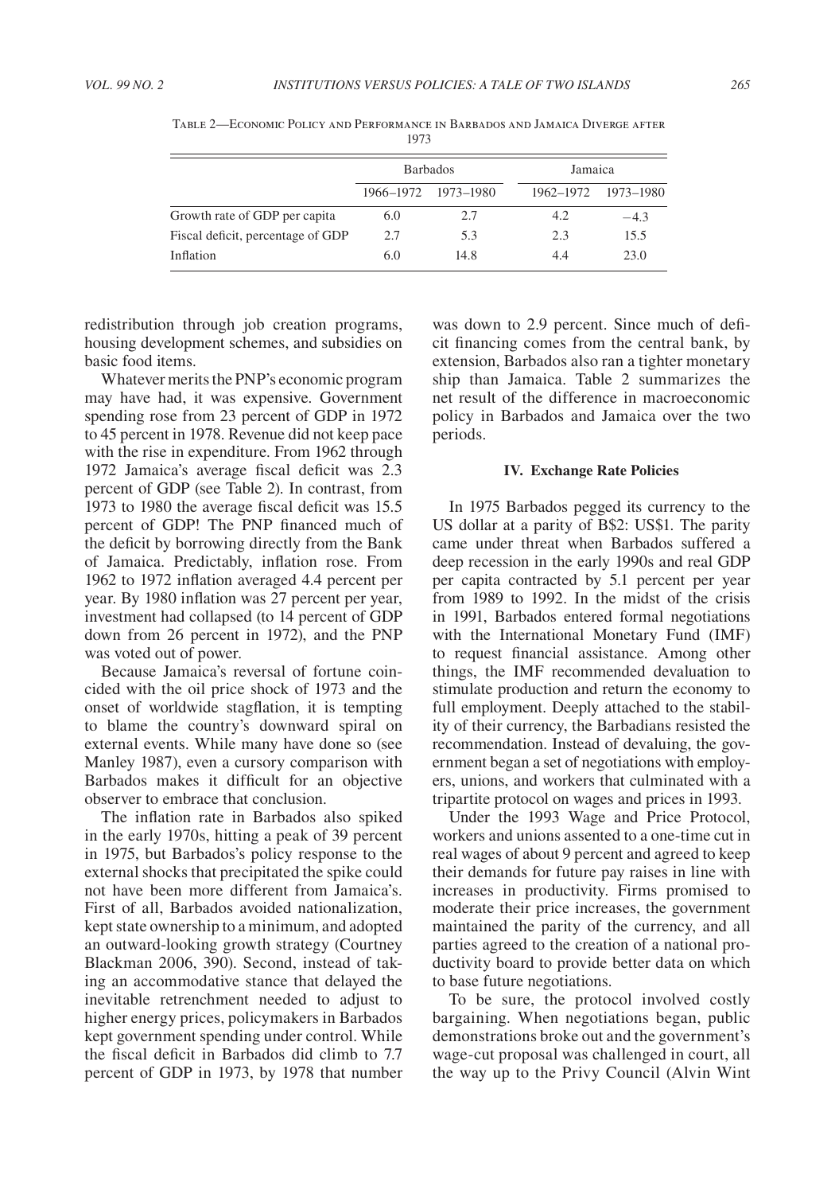Table 2—Economic Policy and Performance in Barbados and Jamaica Diverge after 1973

| | Barbados | | Jamaica | |
|---|---|---|---|---|
| | 1966–1972 | 1973–1980 | 1962–1972 | 1973–1980 |
| Growth rate of GDP per capita | 6.0 | 2.7 | 4.2 | −4.3 |
| Fiscal deficit, percentage of GDP | 2.7 | 5.3 | 2.3 | 15.5 |
| Inflation | 6.0 | 14.8 | 4.4 | 23.0 |

redistribution through job creation programs, housing development schemes, and subsidies on basic food items.

Whatever merits the PNP's economic program may have had, it was expensive. Government spending rose from 23 percent of GDP in 1972 to 45 percent in 1978. Revenue did not keep pace with the rise in expenditure. From 1962 through 1972 Jamaica's average fiscal deficit was 2.3 percent of GDP (see Table 2). In contrast, from 1973 to 1980 the average fiscal deficit was 15.5 percent of GDP! The PNP financed much of the deficit by borrowing directly from the Bank of Jamaica. Predictably, inflation rose. From 1962 to 1972 inflation averaged 4.4 percent per year. By 1980 inflation was 27 percent per year, investment had collapsed (to 14 percent of GDP down from 26 percent in 1972), and the PNP was voted out of power.

Because Jamaica's reversal of fortune coincided with the oil price shock of 1973 and the onset of worldwide stagflation, it is tempting to blame the country's downward spiral on external events. While many have done so (see Manley 1987), even a cursory comparison with Barbados makes it difficult for an objective observer to embrace that conclusion.

The inflation rate in Barbados also spiked in the early 1970s, hitting a peak of 39 percent in 1975, but Barbados's policy response to the external shocks that precipitated the spike could not have been more different from Jamaica's. First of all, Barbados avoided nationalization, kept state ownership to a minimum, and adopted an outward-looking growth strategy (Courtney Blackman 2006, 390). Second, instead of taking an accommodative stance that delayed the inevitable retrenchment needed to adjust to higher energy prices, policymakers in Barbados kept government spending under control. While the fiscal deficit in Barbados did climb to 7.7 percent of GDP in 1973, by 1978 that number was down to 2.9 percent. Since much of deficit financing comes from the central bank, by extension, Barbados also ran a tighter monetary ship than Jamaica. Table 2 summarizes the net result of the difference in macroeconomic policy in Barbados and Jamaica over the two periods.

## IV. Exchange Rate Policies

In 1975 Barbados pegged its currency to the US dollar at a parity of B$2: US$1. The parity came under threat when Barbados suffered a deep recession in the early 1990s and real GDP per capita contracted by 5.1 percent per year from 1989 to 1992. In the midst of the crisis in 1991, Barbados entered formal negotiations with the International Monetary Fund (IMF) to request financial assistance. Among other things, the IMF recommended devaluation to stimulate production and return the economy to full employment. Deeply attached to the stability of their currency, the Barbadians resisted the recommendation. Instead of devaluing, the government began a set of negotiations with employers, unions, and workers that culminated with a tripartite protocol on wages and prices in 1993.

Under the 1993 Wage and Price Protocol, workers and unions assented to a one-time cut in real wages of about 9 percent and agreed to keep their demands for future pay raises in line with increases in productivity. Firms promised to moderate their price increases, the government maintained the parity of the currency, and all parties agreed to the creation of a national productivity board to provide better data on which to base future negotiations.

To be sure, the protocol involved costly bargaining. When negotiations began, public demonstrations broke out and the government's wage-cut proposal was challenged in court, all the way up to the Privy Council (Alvin Wint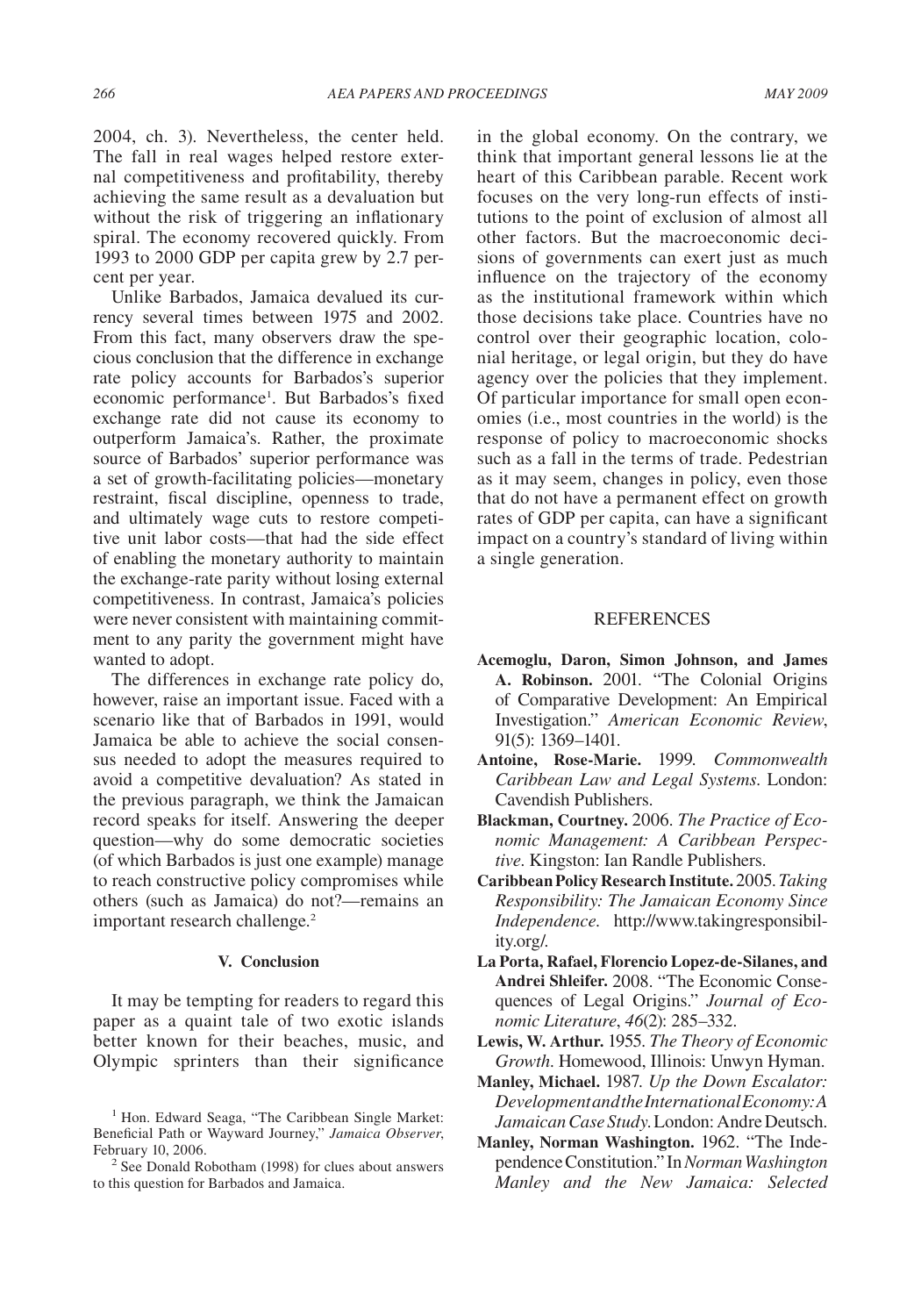2004, ch. 3). Nevertheless, the center held. The fall in real wages helped restore external competitiveness and profitability, thereby achieving the same result as a devaluation but without the risk of triggering an inflationary spiral. The economy recovered quickly. From 1993 to 2000 GDP per capita grew by 2.7 percent per year.

Unlike Barbados, Jamaica devalued its currency several times between 1975 and 2002. From this fact, many observers draw the specious conclusion that the difference in exchange rate policy accounts for Barbados's superior economic performance[1]. But Barbados's fixed exchange rate did not cause its economy to outperform Jamaica's. Rather, the proximate source of Barbados' superior performance was a set of growth-facilitating policies—monetary restraint, fiscal discipline, openness to trade, and ultimately wage cuts to restore competitive unit labor costs—that had the side effect of enabling the monetary authority to maintain the exchange-rate parity without losing external competitiveness. In contrast, Jamaica's policies were never consistent with maintaining commitment to any parity the government might have wanted to adopt.

The differences in exchange rate policy do, however, raise an important issue. Faced with a scenario like that of Barbados in 1991, would Jamaica be able to achieve the social consensus needed to adopt the measures required to avoid a competitive devaluation? As stated in the previous paragraph, we think the Jamaican record speaks for itself. Answering the deeper question—why do some democratic societies (of which Barbados is just one example) manage to reach constructive policy compromises while others (such as Jamaica) do not?—remains an important research challenge.[2]

## V. Conclusion

It may be tempting for readers to regard this paper as a quaint tale of two exotic islands better known for their beaches, music, and Olympic sprinters than their significance in the global economy. On the contrary, we think that important general lessons lie at the heart of this Caribbean parable. Recent work focuses on the very long-run effects of institutions to the point of exclusion of almost all other factors. But the macroeconomic decisions of governments can exert just as much influence on the trajectory of the economy as the institutional framework within which those decisions take place. Countries have no control over their geographic location, colonial heritage, or legal origin, but they do have agency over the policies that they implement. Of particular importance for small open economies (i.e., most countries in the world) is the response of policy to macroeconomic shocks such as a fall in the terms of trade. Pedestrian as it may seem, changes in policy, even those that do not have a permanent effect on growth rates of GDP per capita, can have a significant impact on a country's standard of living within a single generation.

[1] Hon. Edward Seaga, "The Caribbean Single Market: Beneficial Path or Wayward Journey," *Jamaica Observer*, February 10, 2006.

[2] See Donald Robotham (1998) for clues about answers to this question for Barbados and Jamaica.

## REFERENCES

**Acemoglu, Daron, Simon Johnson, and James A. Robinson.** 2001. "The Colonial Origins of Comparative Development: An Empirical Investigation." *American Economic Review*, 91(5): 1369–1401.

**Antoine, Rose-Marie.** 1999. *Commonwealth Caribbean Law and Legal Systems*. London: Cavendish Publishers.

**Blackman, Courtney.** 2006. *The Practice of Economic Management: A Caribbean Perspective*. Kingston: Ian Randle Publishers.

**Caribbean Policy Research Institute.** 2005. *Taking Responsibility: The Jamaican Economy Since Independence*. http://www.takingresponsibility.org/.

**La Porta, Rafael, Florencio Lopez-de-Silanes, and Andrei Shleifer.** 2008. "The Economic Consequences of Legal Origins." *Journal of Economic Literature*, *46*(2): 285–332.

**Lewis, W. Arthur.** 1955. *The Theory of Economic Growth*. Homewood, Illinois: Unwyn Hyman.

**Manley, Michael.** 1987. *Up the Down Escalator: Development and the International Economy: A Jamaican Case Study*. London: Andre Deutsch.

**Manley, Norman Washington.** 1962. "The Independence Constitution." In *Norman Washington Manley and the New Jamaica: Selected*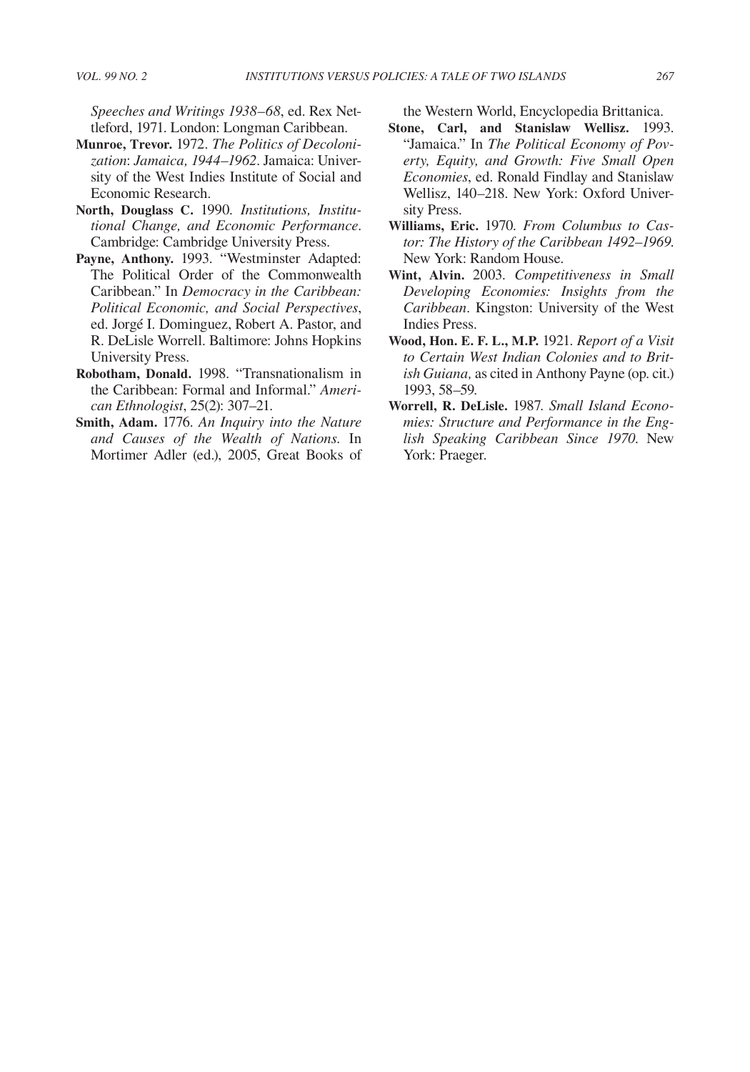*Speeches and Writings 1938–68*, ed. Rex Nettleford, 1971. London: Longman Caribbean.

**Munroe, Trevor.** 1972. *The Politics of Decolonization*: *Jamaica, 1944–1962*. Jamaica: University of the West Indies Institute of Social and Economic Research.

**North, Douglass C.** 1990. *Institutions, Institutional Change, and Economic Performance*. Cambridge: Cambridge University Press.

**Payne, Anthony.** 1993. "Westminster Adapted: The Political Order of the Commonwealth Caribbean." In *Democracy in the Caribbean: Political Economic, and Social Perspectives*, ed. Jorgé I. Dominguez, Robert A. Pastor, and R. DeLisle Worrell. Baltimore: Johns Hopkins University Press.

**Robotham, Donald.** 1998. "Transnationalism in the Caribbean: Formal and Informal." *American Ethnologist*, 25(2): 307–21.

**Smith, Adam.** 1776. *An Inquiry into the Nature and Causes of the Wealth of Nations.* In Mortimer Adler (ed.), 2005, Great Books of the Western World, Encyclopedia Brittanica.

**Stone, Carl, and Stanislaw Wellisz.** 1993. "Jamaica." In *The Political Economy of Poverty, Equity, and Growth: Five Small Open Economies*, ed. Ronald Findlay and Stanislaw Wellisz, 140–218. New York: Oxford University Press.

**Williams, Eric.** 1970. *From Columbus to Castor: The History of the Caribbean 1492–1969.* New York: Random House.

**Wint, Alvin.** 2003. *Competitiveness in Small Developing Economies: Insights from the Caribbean*. Kingston: University of the West Indies Press.

**Wood, Hon. E. F. L., M.P.** 1921. *Report of a Visit to Certain West Indian Colonies and to British Guiana,* as cited in Anthony Payne (op. cit.) 1993, 58–59.

**Worrell, R. DeLisle.** 1987. *Small Island Economies: Structure and Performance in the English Speaking Caribbean Since 1970*. New York: Praeger.